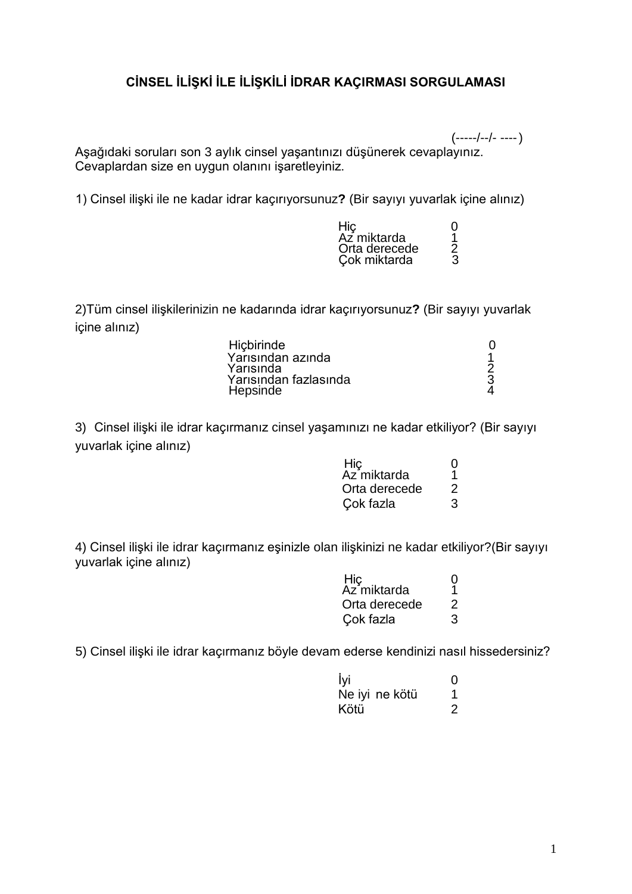# CİNSEL İLİŞKİ İLE İLİŞKİLİ İDRAR KAÇIRMASI SORGULAMASI

(-----/--/- ----)

Aşağıdaki soruları son 3 aylık cinsel yaşantınızı düşünerek cevaplayınız.
Cevaplardan size en uygun olanını işaretleyiniz.

1) Cinsel ilişki ile ne kadar idrar kaçırıyorsunuz**?** (Bir sayıyı yuvarlak içine alınız)

| | |
|---|---|
| Hiç | 0 |
| Az miktarda | 1 |
| Orta derecede | 2 |
| Çok miktarda | 3 |

2)Tüm cinsel ilişkilerinizin ne kadarında idrar kaçırıyorsunuz**?** (Bir sayıyı yuvarlak içine alınız)

| | |
|---|---|
| Hiçbirinde | 0 |
| Yarısından azında | 1 |
| Yarısında | 2 |
| Yarısından fazlasında | 3 |
| Hepsinde | 4 |

3) Cinsel ilişki ile idrar kaçırmanız cinsel yaşamınızı ne kadar etkiliyor? (Bir sayıyı yuvarlak içine alınız)

| | |
|---|---|
| Hiç | 0 |
| Az miktarda | 1 |
| Orta derecede | 2 |
| Çok fazla | 3 |

4) Cinsel ilişki ile idrar kaçırmanız eşinizle olan ilişkinizi ne kadar etkiliyor?(Bir sayıyı yuvarlak içine alınız)

| | |
|---|---|
| Hiç | 0 |
| Az miktarda | 1 |
| Orta derecede | 2 |
| Çok fazla | 3 |

5) Cinsel ilişki ile idrar kaçırmanız böyle devam ederse kendinizi nasıl hissedersiniz?

| | |
|---|---|
| İyi | 0 |
| Ne iyi ne kötü | 1 |
| Kötü | 2 |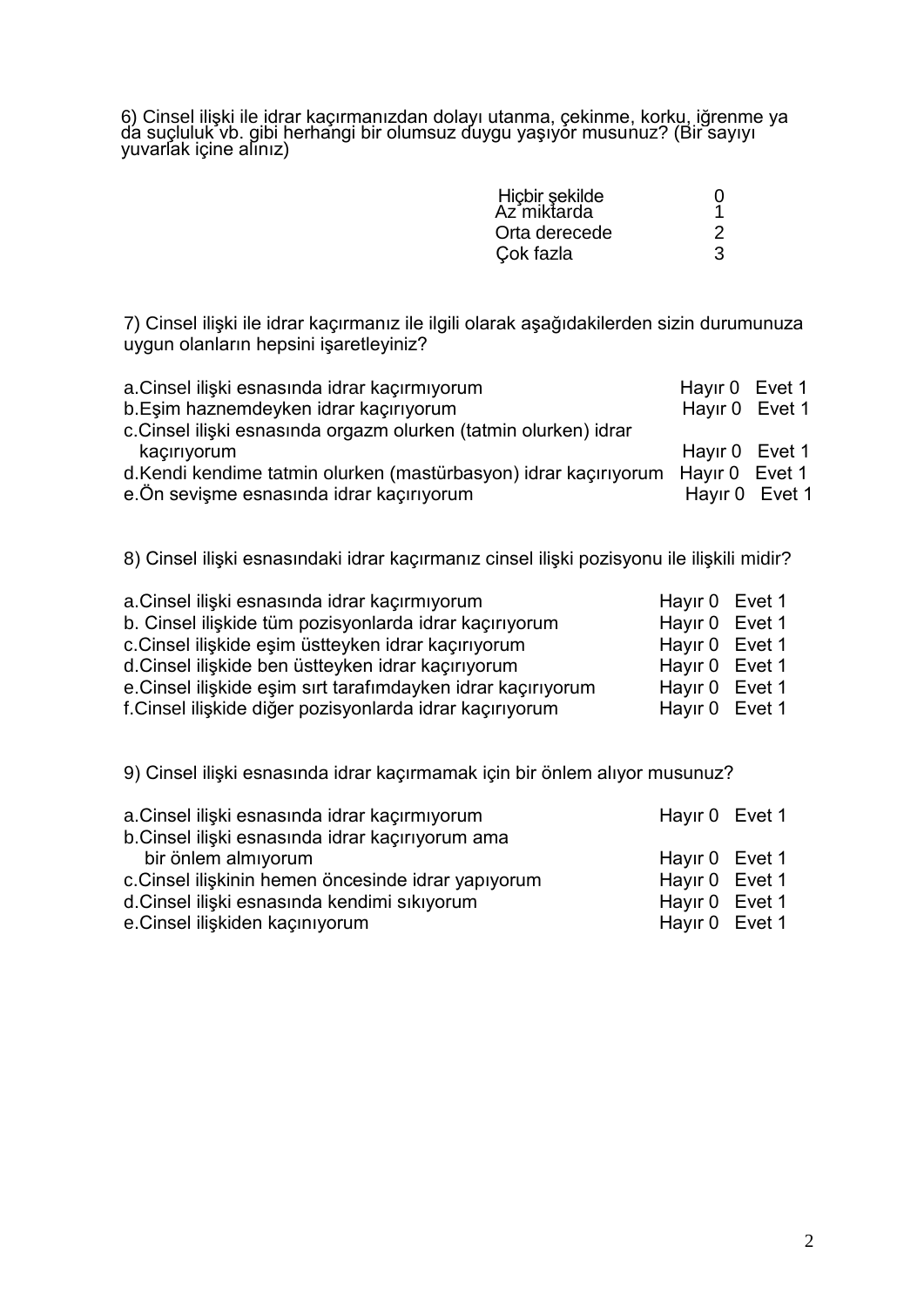6) Cinsel ilişki ile idrar kaçırmanızdan dolayı utanma, çekinme, korku, iğrenme ya da suçluluk vb. gibi herhangi bir olumsuz duygu yaşıyor musunuz? (Bir sayıyı yuvarlak içine alınız)

| | |
|---|---|
| Hiçbir şekilde | 0 |
| Az miktarda | 1 |
| Orta derecede | 2 |
| Çok fazla | 3 |

7) Cinsel ilişki ile idrar kaçırmanız ile ilgili olarak aşağıdakilerden sizin durumunuza uygun olanların hepsini işaretleyiniz?

| | | |
|---|---|---|
| a.Cinsel ilişki esnasında idrar kaçırmıyorum | Hayır 0 | Evet 1 |
| b.Eşim haznemdeyken idrar kaçırıyorum | Hayır 0 | Evet 1 |
| c.Cinsel ilişki esnasında orgazm olurken (tatmin olurken) idrar kaçırıyorum | Hayır 0 | Evet 1 |
| d.Kendi kendime tatmin olurken (mastürbasyon) idrar kaçırıyorum | Hayır 0 | Evet 1 |
| e.Ön sevişme esnasında idrar kaçırıyorum | Hayır 0 | Evet 1 |

8) Cinsel ilişki esnasındaki idrar kaçırmanız cinsel ilişki pozisyonu ile ilişkili midir?

| | | |
|---|---|---|
| a.Cinsel ilişki esnasında idrar kaçırmıyorum | Hayır 0 | Evet 1 |
| b. Cinsel ilişkide tüm pozisyonlarda idrar kaçırıyorum | Hayır 0 | Evet 1 |
| c.Cinsel ilişkide eşim üstteyken idrar kaçırıyorum | Hayır 0 | Evet 1 |
| d.Cinsel ilişkide ben üstteyken idrar kaçırıyorum | Hayır 0 | Evet 1 |
| e.Cinsel ilişkide eşim sırt tarafımdayken idrar kaçırıyorum | Hayır 0 | Evet 1 |
| f.Cinsel ilişkide diğer pozisyonlarda idrar kaçırıyorum | Hayır 0 | Evet 1 |

9) Cinsel ilişki esnasında idrar kaçırmamak için bir önlem alıyor musunuz?

| | | |
|---|---|---|
| a.Cinsel ilişki esnasında idrar kaçırmıyorum | Hayır 0 | Evet 1 |
| b.Cinsel ilişki esnasında idrar kaçırıyorum ama bir önlem almıyorum | Hayır 0 | Evet 1 |
| c.Cinsel ilişkinin hemen öncesinde idrar yapıyorum | Hayır 0 | Evet 1 |
| d.Cinsel ilişki esnasında kendimi sıkıyorum | Hayır 0 | Evet 1 |
| e.Cinsel ilişkiden kaçınıyorum | Hayır 0 | Evet 1 |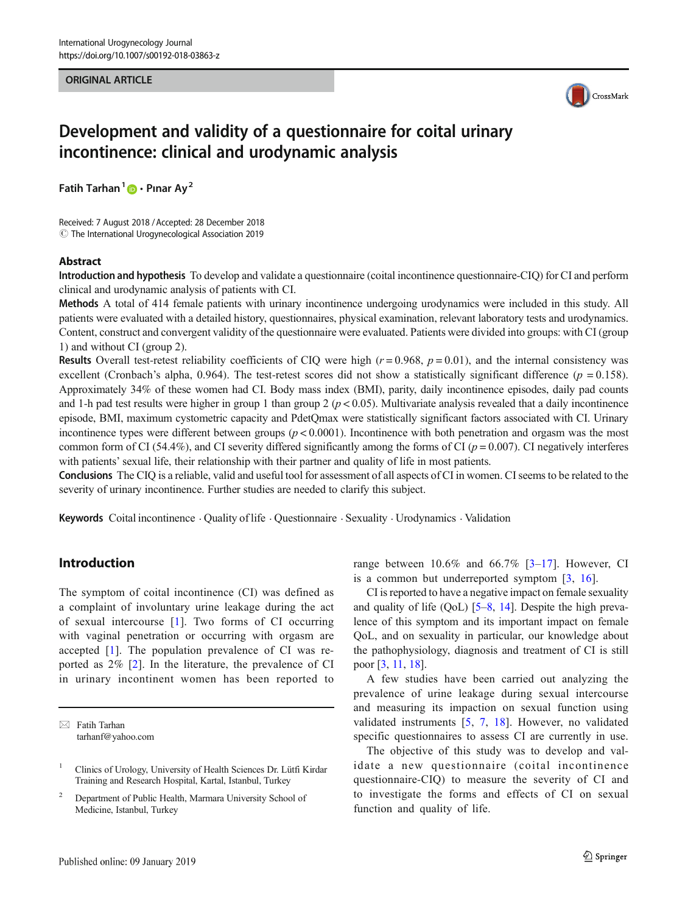ORIGINAL ARTICLE

# Development and validity of a questionnaire for coital urinary incontinence: clinical and urodynamic analysis

**Fatih Tarhan**[1] · **Pınar Ay**[2]

Received: 7 August 2018 / Accepted: 28 December 2018
© The International Urogynecological Association 2019

## Abstract

**Introduction and hypothesis** To develop and validate a questionnaire (coital incontinence questionnaire-CIQ) for CI and perform clinical and urodynamic analysis of patients with CI.

**Methods** A total of 414 female patients with urinary incontinence undergoing urodynamics were included in this study. All patients were evaluated with a detailed history, questionnaires, physical examination, relevant laboratory tests and urodynamics. Content, construct and convergent validity of the questionnaire were evaluated. Patients were divided into groups: with CI (group 1) and without CI (group 2).

**Results** Overall test-retest reliability coefficients of CIQ were high ($r = 0.968$, $p = 0.01$), and the internal consistency was excellent (Cronbach's alpha, 0.964). The test-retest scores did not show a statistically significant difference ($p = 0.158$). Approximately 34% of these women had CI. Body mass index (BMI), parity, daily incontinence episodes, daily pad counts and 1-h pad test results were higher in group 1 than group 2 ($p < 0.05$). Multivariate analysis revealed that a daily incontinence episode, BMI, maximum cystometric capacity and PdetQmax were statistically significant factors associated with CI. Urinary incontinence types were different between groups ($p < 0.0001$). Incontinence with both penetration and orgasm was the most common form of CI (54.4%), and CI severity differed significantly among the forms of CI ($p = 0.007$). CI negatively interferes with patients' sexual life, their relationship with their partner and quality of life in most patients.

**Conclusions** The CIQ is a reliable, valid and useful tool for assessment of all aspects of CI in women. CI seems to be related to the severity of urinary incontinence. Further studies are needed to clarify this subject.

**Keywords** Coital incontinence · Quality of life · Questionnaire · Sexuality · Urodynamics · Validation

## Introduction

The symptom of coital incontinence (CI) was defined as a complaint of involuntary urine leakage during the act of sexual intercourse [1]. Two forms of CI occurring with vaginal penetration or occurring with orgasm are accepted [1]. The population prevalence of CI was reported as 2% [2]. In the literature, the prevalence of CI in urinary incontinent women has been reported to range between 10.6% and 66.7% [3–17]. However, CI is a common but underreported symptom [3, 16].

CI is reported to have a negative impact on female sexuality and quality of life (QoL) [5–8, 14]. Despite the high prevalence of this symptom and its important impact on female QoL, and on sexuality in particular, our knowledge about the pathophysiology, diagnosis and treatment of CI is still poor [3, 11, 18].

A few studies have been carried out analyzing the prevalence of urine leakage during sexual intercourse and measuring its impaction on sexual function using validated instruments [5, 7, 18]. However, no validated specific questionnaires to assess CI are currently in use.

The objective of this study was to develop and validate a new questionnaire (coital incontinence questionnaire-CIQ) to measure the severity of CI and to investigate the forms and effects of CI on sexual function and quality of life.

✉ Fatih Tarhan
tarhanf@yahoo.com

[1] Clinics of Urology, University of Health Sciences Dr. Lütfi Kirdar Training and Research Hospital, Kartal, Istanbul, Turkey

[2] Department of Public Health, Marmara University School of Medicine, Istanbul, Turkey

Published online: 09 January 2019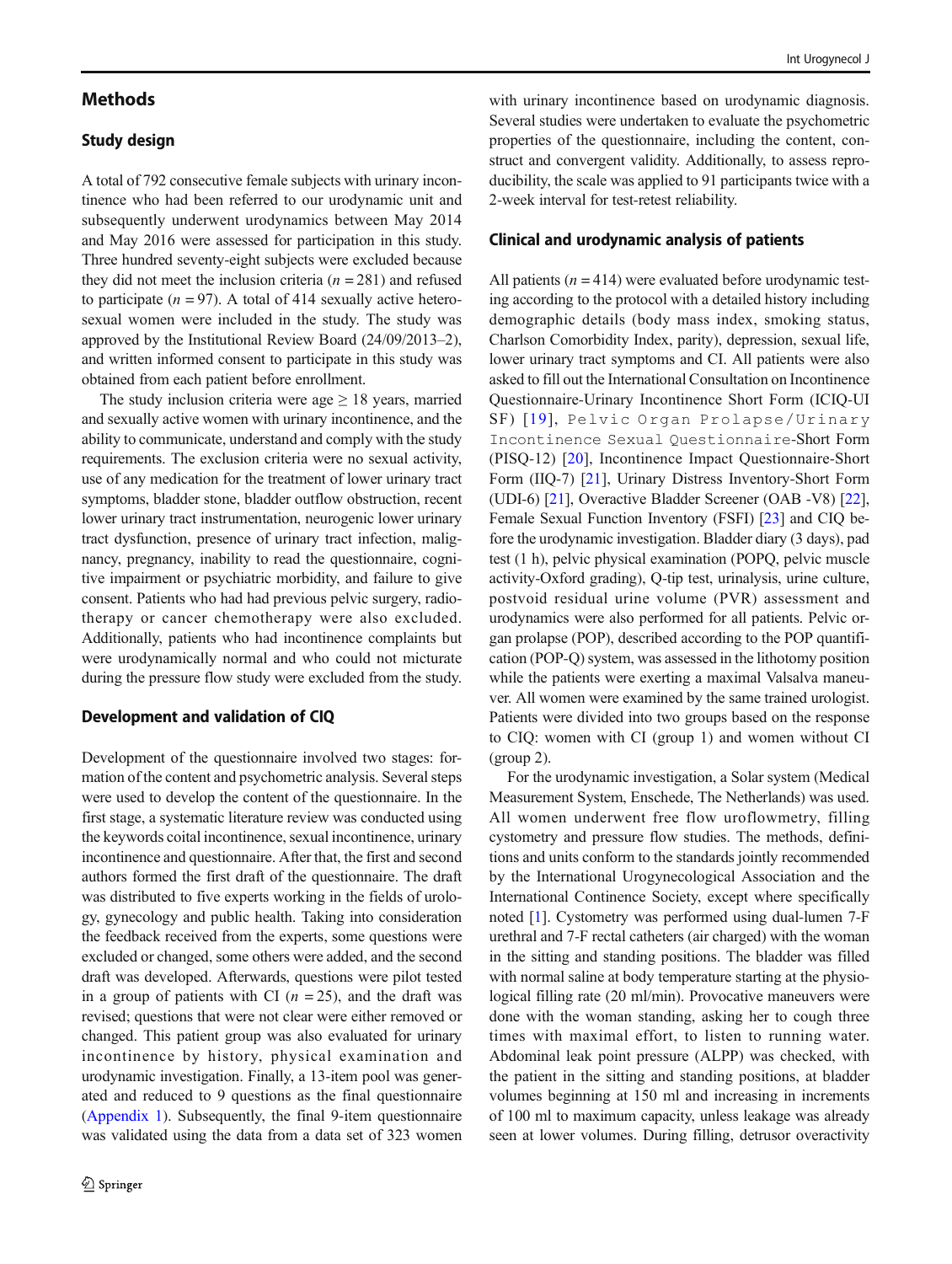## Methods

### Study design

A total of 792 consecutive female subjects with urinary incontinence who had been referred to our urodynamic unit and subsequently underwent urodynamics between May 2014 and May 2016 were assessed for participation in this study. Three hundred seventy-eight subjects were excluded because they did not meet the inclusion criteria ($n = 281$) and refused to participate ($n = 97$). A total of 414 sexually active heterosexual women were included in the study. The study was approved by the Institutional Review Board (24/09/2013–2), and written informed consent to participate in this study was obtained from each patient before enrollment.

The study inclusion criteria were age ≥ 18 years, married and sexually active women with urinary incontinence, and the ability to communicate, understand and comply with the study requirements. The exclusion criteria were no sexual activity, use of any medication for the treatment of lower urinary tract symptoms, bladder stone, bladder outflow obstruction, recent lower urinary tract instrumentation, neurogenic lower urinary tract dysfunction, presence of urinary tract infection, malignancy, pregnancy, inability to read the questionnaire, cognitive impairment or psychiatric morbidity, and failure to give consent. Patients who had had previous pelvic surgery, radiotherapy or cancer chemotherapy were also excluded. Additionally, patients who had incontinence complaints but were urodynamically normal and who could not micturate during the pressure flow study were excluded from the study.

### Development and validation of CIQ

Development of the questionnaire involved two stages: formation of the content and psychometric analysis. Several steps were used to develop the content of the questionnaire. In the first stage, a systematic literature review was conducted using the keywords coital incontinence, sexual incontinence, urinary incontinence and questionnaire. After that, the first and second authors formed the first draft of the questionnaire. The draft was distributed to five experts working in the fields of urology, gynecology and public health. Taking into consideration the feedback received from the experts, some questions were excluded or changed, some others were added, and the second draft was developed. Afterwards, questions were pilot tested in a group of patients with CI ($n = 25$), and the draft was revised; questions that were not clear were either removed or changed. This patient group was also evaluated for urinary incontinence by history, physical examination and urodynamic investigation. Finally, a 13-item pool was generated and reduced to 9 questions as the final questionnaire (Appendix 1). Subsequently, the final 9-item questionnaire was validated using the data from a data set of 323 women with urinary incontinence based on urodynamic diagnosis. Several studies were undertaken to evaluate the psychometric properties of the questionnaire, including the content, construct and convergent validity. Additionally, to assess reproducibility, the scale was applied to 91 participants twice with a 2-week interval for test-retest reliability.

### Clinical and urodynamic analysis of patients

All patients ($n = 414$) were evaluated before urodynamic testing according to the protocol with a detailed history including demographic details (body mass index, smoking status, Charlson Comorbidity Index, parity), depression, sexual life, lower urinary tract symptoms and CI. All patients were also asked to fill out the International Consultation on Incontinence Questionnaire-Urinary Incontinence Short Form (ICIQ-UI SF) [19], Pelvic Organ Prolapse/Urinary Incontinence Sexual Questionnaire-Short Form (PISQ-12) [20], Incontinence Impact Questionnaire-Short Form (IIQ-7) [21], Urinary Distress Inventory-Short Form (UDI-6) [21], Overactive Bladder Screener (OAB -V8) [22], Female Sexual Function Inventory (FSFI) [23] and CIQ before the urodynamic investigation. Bladder diary (3 days), pad test (1 h), pelvic physical examination (POPQ, pelvic muscle activity-Oxford grading), Q-tip test, urinalysis, urine culture, postvoid residual urine volume (PVR) assessment and urodynamics were also performed for all patients. Pelvic organ prolapse (POP), described according to the POP quantification (POP-Q) system, was assessed in the lithotomy position while the patients were exerting a maximal Valsalva maneuver. All women were examined by the same trained urologist. Patients were divided into two groups based on the response to CIQ: women with CI (group 1) and women without CI (group 2).

For the urodynamic investigation, a Solar system (Medical Measurement System, Enschede, The Netherlands) was used. All women underwent free flow uroflowmetry, filling cystometry and pressure flow studies. The methods, definitions and units conform to the standards jointly recommended by the International Urogynecological Association and the International Continence Society, except where specifically noted [1]. Cystometry was performed using dual-lumen 7-F urethral and 7-F rectal catheters (air charged) with the woman in the sitting and standing positions. The bladder was filled with normal saline at body temperature starting at the physiological filling rate (20 ml/min). Provocative maneuvers were done with the woman standing, asking her to cough three times with maximal effort, to listen to running water. Abdominal leak point pressure (ALPP) was checked, with the patient in the sitting and standing positions, at bladder volumes beginning at 150 ml and increasing in increments of 100 ml to maximum capacity, unless leakage was already seen at lower volumes. During filling, detrusor overactivity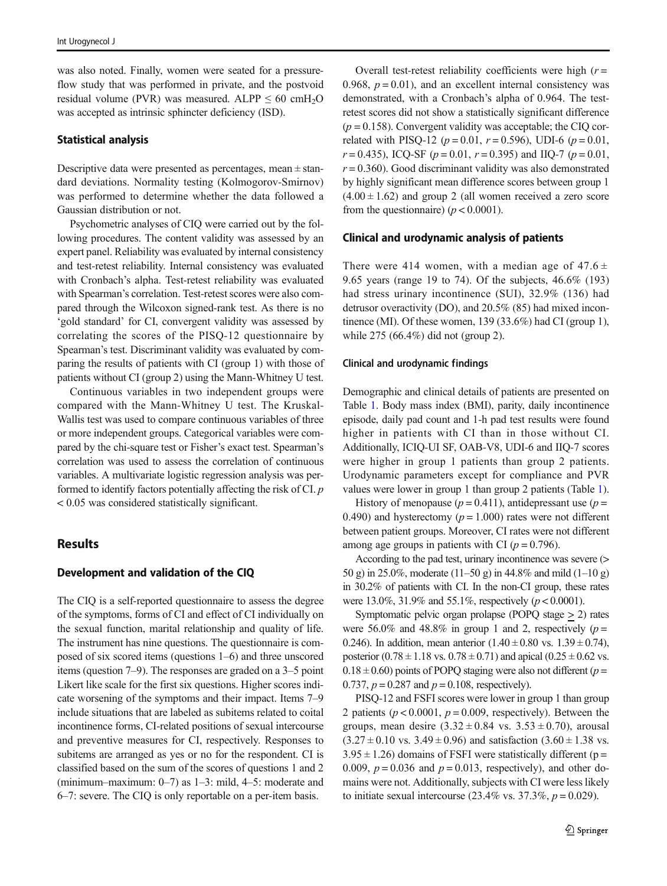was also noted. Finally, women were seated for a pressure-flow study that was performed in private, and the postvoid residual volume (PVR) was measured. ALPP ≤ 60 $cmH_2O$ was accepted as intrinsic sphincter deficiency (ISD).

### Statistical analysis

Descriptive data were presented as percentages, mean ± standard deviations. Normality testing (Kolmogorov-Smirnov) was performed to determine whether the data followed a Gaussian distribution or not.

Psychometric analyses of CIQ were carried out by the following procedures. The content validity was assessed by an expert panel. Reliability was evaluated by internal consistency and test-retest reliability. Internal consistency was evaluated with Cronbach's alpha. Test-retest reliability was evaluated with Spearman's correlation. Test-retest scores were also compared through the Wilcoxon signed-rank test. As there is no 'gold standard' for CI, convergent validity was assessed by correlating the scores of the PISQ-12 questionnaire by Spearman's test. Discriminant validity was evaluated by comparing the results of patients with CI (group 1) with those of patients without CI (group 2) using the Mann-Whitney U test.

Continuous variables in two independent groups were compared with the Mann-Whitney U test. The Kruskal-Wallis test was used to compare continuous variables of three or more independent groups. Categorical variables were compared by the chi-square test or Fisher's exact test. Spearman's correlation was used to assess the correlation of continuous variables. A multivariate logistic regression analysis was performed to identify factors potentially affecting the risk of CI. $p < 0.05$ was considered statistically significant.

## Results

### Development and validation of the CIQ

The CIQ is a self-reported questionnaire to assess the degree of the symptoms, forms of CI and effect of CI individually on the sexual function, marital relationship and quality of life. The instrument has nine questions. The questionnaire is composed of six scored items (questions 1–6) and three unscored items (question 7–9). The responses are graded on a 3–5 point Likert like scale for the first six questions. Higher scores indicate worsening of the symptoms and their impact. Items 7–9 include situations that are labeled as subitems related to coital incontinence forms, CI-related positions of sexual intercourse and preventive measures for CI, respectively. Responses to subitems are arranged as yes or no for the respondent. CI is classified based on the sum of the scores of questions 1 and 2 (minimum–maximum: 0–7) as 1–3: mild, 4–5: moderate and 6–7: severe. The CIQ is only reportable on a per-item basis.

Overall test-retest reliability coefficients were high ($r = 0.968$, $p = 0.01$), and an excellent internal consistency was demonstrated, with a Cronbach's alpha of 0.964. The test-retest scores did not show a statistically significant difference ($p = 0.158$). Convergent validity was acceptable; the CIQ correlated with PISQ-12 ($p = 0.01$, $r = 0.596$), UDI-6 ($p = 0.01$, $r = 0.435$), ICQ-SF ($p = 0.01$, $r = 0.395$) and IIQ-7 ($p = 0.01$, $r = 0.360$). Good discriminant validity was also demonstrated by highly significant mean difference scores between group 1 ($4.00 \pm 1.62$) and group 2 (all women received a zero score from the questionnaire) ($p < 0.0001$).

### Clinical and urodynamic analysis of patients

There were 414 women, with a median age of $47.6 \pm 9.65$ years (range 19 to 74). Of the subjects, 46.6% (193) had stress urinary incontinence (SUI), 32.9% (136) had detrusor overactivity (DO), and 20.5% (85) had mixed incontinence (MI). Of these women, 139 (33.6%) had CI (group 1), while 275 (66.4%) did not (group 2).

#### Clinical and urodynamic findings

Demographic and clinical details of patients are presented on Table 1. Body mass index (BMI), parity, daily incontinence episode, daily pad count and 1-h pad test results were found higher in patients with CI than in those without CI. Additionally, ICIQ-UI SF, OAB-V8, UDI-6 and IIQ-7 scores were higher in group 1 patients than group 2 patients. Urodynamic parameters except for compliance and PVR values were lower in group 1 than group 2 patients (Table 1).

History of menopause ($p = 0.411$), antidepressant use ($p = 0.490$) and hysterectomy ($p = 1.000$) rates were not different between patient groups. Moreover, CI rates were not different among age groups in patients with CI ($p = 0.796$).

According to the pad test, urinary incontinence was severe (> 50 g) in 25.0%, moderate (11–50 g) in 44.8% and mild (1–10 g) in 30.2% of patients with CI. In the non-CI group, these rates were 13.0%, 31.9% and 55.1%, respectively ($p < 0.0001$).

Symptomatic pelvic organ prolapse (POPQ stage ≥ 2) rates were 56.0% and 48.8% in group 1 and 2, respectively ($p = 0.246$). In addition, mean anterior ($1.40 \pm 0.80$ vs. $1.39 \pm 0.74$), posterior ($0.78 \pm 1.18$ vs. $0.78 \pm 0.71$) and apical ($0.25 \pm 0.62$ vs. $0.18 \pm 0.60$) points of POPQ staging were also not different ($p = 0.737$, $p = 0.287$ and $p = 0.108$, respectively).

PISQ-12 and FSFI scores were lower in group 1 than group 2 patients ($p < 0.0001$, $p = 0.009$, respectively). Between the groups, mean desire ($3.32 \pm 0.84$ vs. $3.53 \pm 0.70$), arousal ($3.27 \pm 0.10$ vs. $3.49 \pm 0.96$) and satisfaction ($3.60 \pm 1.38$ vs. $3.95 \pm 1.26$) domains of FSFI were statistically different ($p = 0.009$, $p = 0.036$ and $p = 0.013$, respectively), and other domains were not. Additionally, subjects with CI were less likely to initiate sexual intercourse (23.4% vs. 37.3%, $p = 0.029$).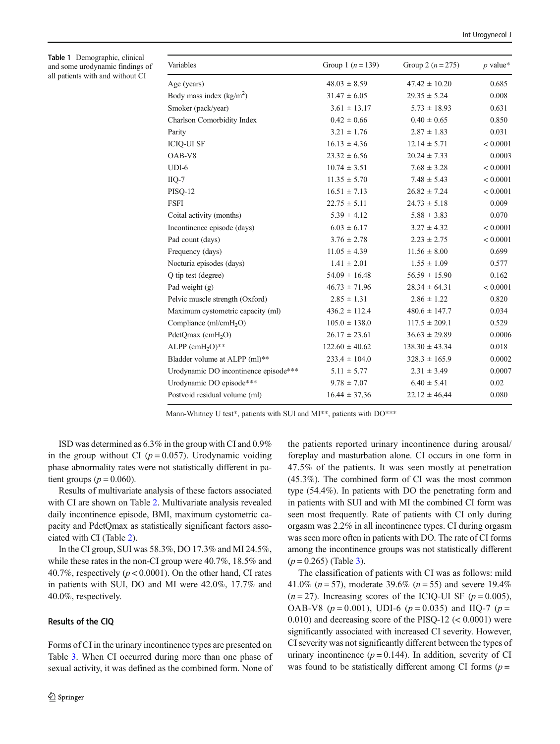**Table 1** Demographic, clinical and some urodynamic findings of all patients with and without CI

| Variables | Group 1 ($n = 139$) | Group 2 ($n = 275$) | $p$ value* |
|---|---|---|---|
| Age (years) | 48.03 ± 8.59 | 47.42 ± 10.20 | 0.685 |
| Body mass index (kg/m$^2$) | 31.47 ± 6.05 | 29.35 ± 5.24 | 0.008 |
| Smoker (pack/year) | 3.61 ± 13.17 | 5.73 ± 18.93 | 0.631 |
| Charlson Comorbidity Index | 0.42 ± 0.66 | 0.40 ± 0.65 | 0.850 |
| Parity | 3.21 ± 1.76 | 2.87 ± 1.83 | 0.031 |
| ICIQ-UI SF | 16.13 ± 4.36 | 12.14 ± 5.71 | < 0.0001 |
| OAB-V8 | 23.32 ± 6.56 | 20.24 ± 7.33 | 0.0003 |
| UDI-6 | 10.74 ± 3.51 | 7.68 ± 3.28 | < 0.0001 |
| IIQ-7 | 11.35 ± 5.70 | 7.48 ± 5.43 | < 0.0001 |
| PISQ-12 | 16.51 ± 7.13 | 26.82 ± 7.24 | < 0.0001 |
| FSFI | 22.75 ± 5.11 | 24.73 ± 5.18 | 0.009 |
| Coital activity (months) | 5.39 ± 4.12 | 5.88 ± 3.83 | 0.070 |
| Incontinence episode (days) | 6.03 ± 6.17 | 3.27 ± 4.32 | < 0.0001 |
| Pad count (days) | 3.76 ± 2.78 | 2.23 ± 2.75 | < 0.0001 |
| Frequency (days) | 11.05 ± 4.39 | 11.56 ± 8.00 | 0.699 |
| Nocturia episodes (days) | 1.41 ± 2.01 | 1.55 ± 1.09 | 0.577 |
| Q tip test (degree) | 54.09 ± 16.48 | 56.59 ± 15.90 | 0.162 |
| Pad weight (g) | 46.73 ± 71.96 | 28.34 ± 64.31 | < 0.0001 |
| Pelvic muscle strength (Oxford) | 2.85 ± 1.31 | 2.86 ± 1.22 | 0.820 |
| Maximum cystometric capacity (ml) | 436.2 ± 112.4 | 480.6 ± 147.7 | 0.034 |
| Compliance (ml/cm$H_2O$) | 105.0 ± 138.0 | 117.5 ± 209.1 | 0.529 |
| PdetQmax (cm$H_2O$) | 26.17 ± 23.61 | 36.63 ± 29.89 | 0.0006 |
| ALPP (cm$H_2O$)** | 122.60 ± 40.62 | 138.30 ± 43.34 | 0.018 |
| Bladder volume at ALPP (ml)** | 233.4 ± 104.0 | 328.3 ± 165.9 | 0.0002 |
| Urodynamic DO incontinence episode*** | 5.11 ± 5.77 | 2.31 ± 3.49 | 0.0007 |
| Urodynamic DO episode*** | 9.78 ± 7.07 | 6.40 ± 5.41 | 0.02 |
| Postvoid residual volume (ml) | 16.44 ± 37,36 | 22.12 ± 46,44 | 0.080 |

Mann-Whitney U test*, patients with SUI and MI**, patients with DO***

ISD was determined as 6.3% in the group with CI and 0.9% in the group without CI ($p = 0.057$). Urodynamic voiding phase abnormality rates were not statistically different in patient groups ($p = 0.060$).

Results of multivariate analysis of these factors associated with CI are shown on Table 2. Multivariate analysis revealed daily incontinence episode, BMI, maximum cystometric capacity and PdetQmax as statistically significant factors associated with CI (Table 2).

In the CI group, SUI was 58.3%, DO 17.3% and MI 24.5%, while these rates in the non-CI group were 40.7%, 18.5% and 40.7%, respectively ($p < 0.0001$). On the other hand, CI rates in patients with SUI, DO and MI were 42.0%, 17.7% and 40.0%, respectively.

### Results of the CIQ

Forms of CI in the urinary incontinence types are presented on Table 3. When CI occurred during more than one phase of sexual activity, it was defined as the combined form. None of the patients reported urinary incontinence during arousal/foreplay and masturbation alone. CI occurs in one form in 47.5% of the patients. It was seen mostly at penetration (45.3%). The combined form of CI was the most common type (54.4%). In patients with DO the penetrating form and in patients with SUI and with MI the combined CI form was seen most frequently. Rate of patients with CI only during orgasm was 2.2% in all incontinence types. CI during orgasm was seen more often in patients with DO. The rate of CI forms among the incontinence groups was not statistically different ($p = 0.265$) (Table 3).

The classification of patients with CI was as follows: mild 41.0% ($n = 57$), moderate 39.6% ($n = 55$) and severe 19.4% ($n = 27$). Increasing scores of the ICIQ-UI SF ($p = 0.005$), OAB-V8 ($p = 0.001$), UDI-6 ($p = 0.035$) and IIQ-7 ($p = 0.010$) and decreasing score of the PISQ-12 (< 0.0001) were significantly associated with increased CI severity. However, CI severity was not significantly different between the types of urinary incontinence ($p = 0.144$). In addition, severity of CI was found to be statistically different among CI forms ($p =$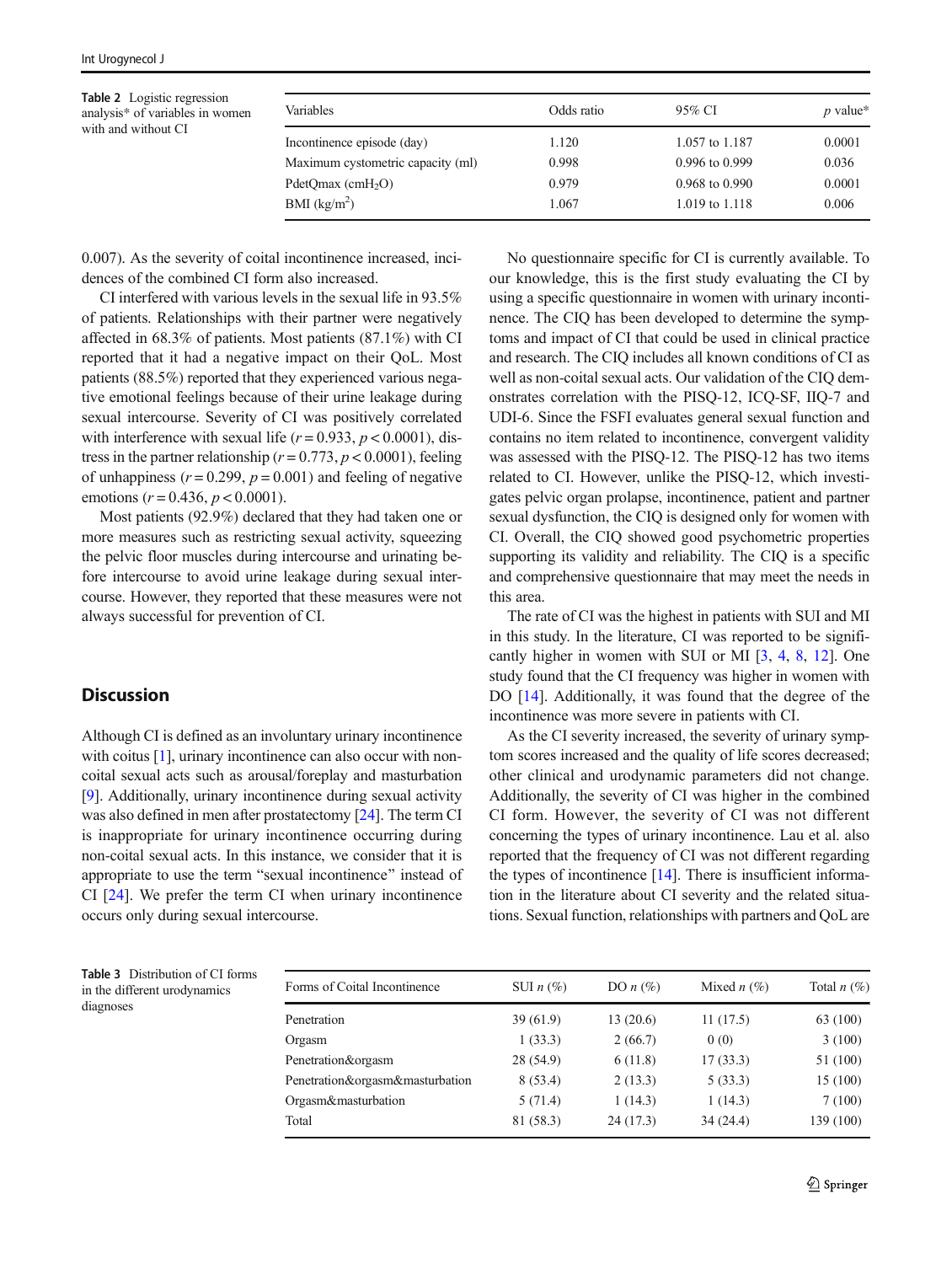Table 2 Logistic regression analysis* of variables in women with and without CI

| Variables | Odds ratio | 95% CI | *p* value* |
|---|---|---|---|
| Incontinence episode (day) | 1.120 | 1.057 to 1.187 | 0.0001 |
| Maximum cystometric capacity (ml) | 0.998 | 0.996 to 0.999 | 0.036 |
| PdetQmax ($cmH_2O$) | 0.979 | 0.968 to 0.990 | 0.0001 |
| BMI ($kg/m^2$) | 1.067 | 1.019 to 1.118 | 0.006 |

0.007). As the severity of coital incontinence increased, incidences of the combined CI form also increased.

CI interfered with various levels in the sexual life in 93.5% of patients. Relationships with their partner were negatively affected in 68.3% of patients. Most patients (87.1%) with CI reported that it had a negative impact on their QoL. Most patients (88.5%) reported that they experienced various negative emotional feelings because of their urine leakage during sexual intercourse. Severity of CI was positively correlated with interference with sexual life ($r = 0.933$, $p < 0.0001$), distress in the partner relationship ($r = 0.773$, $p < 0.0001$), feeling of unhappiness ($r = 0.299$, $p = 0.001$) and feeling of negative emotions ($r = 0.436$, $p < 0.0001$).

Most patients (92.9%) declared that they had taken one or more measures such as restricting sexual activity, squeezing the pelvic floor muscles during intercourse and urinating before intercourse to avoid urine leakage during sexual intercourse. However, they reported that these measures were not always successful for prevention of CI.

## Discussion

Although CI is defined as an involuntary urinary incontinence with coitus [1], urinary incontinence can also occur with non-coital sexual acts such as arousal/foreplay and masturbation [9]. Additionally, urinary incontinence during sexual activity was also defined in men after prostatectomy [24]. The term CI is inappropriate for urinary incontinence occurring during non-coital sexual acts. In this instance, we consider that it is appropriate to use the term "sexual incontinence" instead of CI [24]. We prefer the term CI when urinary incontinence occurs only during sexual intercourse.

No questionnaire specific for CI is currently available. To our knowledge, this is the first study evaluating the CI by using a specific questionnaire in women with urinary incontinence. The CIQ has been developed to determine the symptoms and impact of CI that could be used in clinical practice and research. The CIQ includes all known conditions of CI as well as non-coital sexual acts. Our validation of the CIQ demonstrates correlation with the PISQ-12, ICQ-SF, IIQ-7 and UDI-6. Since the FSFI evaluates general sexual function and contains no item related to incontinence, convergent validity was assessed with the PISQ-12. The PISQ-12 has two items related to CI. However, unlike the PISQ-12, which investigates pelvic organ prolapse, incontinence, patient and partner sexual dysfunction, the CIQ is designed only for women with CI. Overall, the CIQ showed good psychometric properties supporting its validity and reliability. The CIQ is a specific and comprehensive questionnaire that may meet the needs in this area.

The rate of CI was the highest in patients with SUI and MI in this study. In the literature, CI was reported to be significantly higher in women with SUI or MI [3, 4, 8, 12]. One study found that the CI frequency was higher in women with DO [14]. Additionally, it was found that the degree of the incontinence was more severe in patients with CI.

As the CI severity increased, the severity of urinary symptom scores increased and the quality of life scores decreased; other clinical and urodynamic parameters did not change. Additionally, the severity of CI was higher in the combined CI form. However, the severity of CI was not different concerning the types of urinary incontinence. Lau et al. also reported that the frequency of CI was not different regarding the types of incontinence [14]. There is insufficient information in the literature about CI severity and the related situations. Sexual function, relationships with partners and QoL are

Table 3 Distribution of CI forms in the different urodynamics diagnoses

| Forms of Coital Incontinence | SUI *n* (%) | DO *n* (%) | Mixed *n* (%) | Total *n* (%) |
|---|---|---|---|---|
| Penetration | 39 (61.9) | 13 (20.6) | 11 (17.5) | 63 (100) |
| Orgasm | 1 (33.3) | 2 (66.7) | 0 (0) | 3 (100) |
| Penetration&orgasm | 28 (54.9) | 6 (11.8) | 17 (33.3) | 51 (100) |
| Penetration&orgasm&masturbation | 8 (53.4) | 2 (13.3) | 5 (33.3) | 15 (100) |
| Orgasm&masturbation | 5 (71.4) | 1 (14.3) | 1 (14.3) | 7 (100) |
| Total | 81 (58.3) | 24 (17.3) | 34 (24.4) | 139 (100) |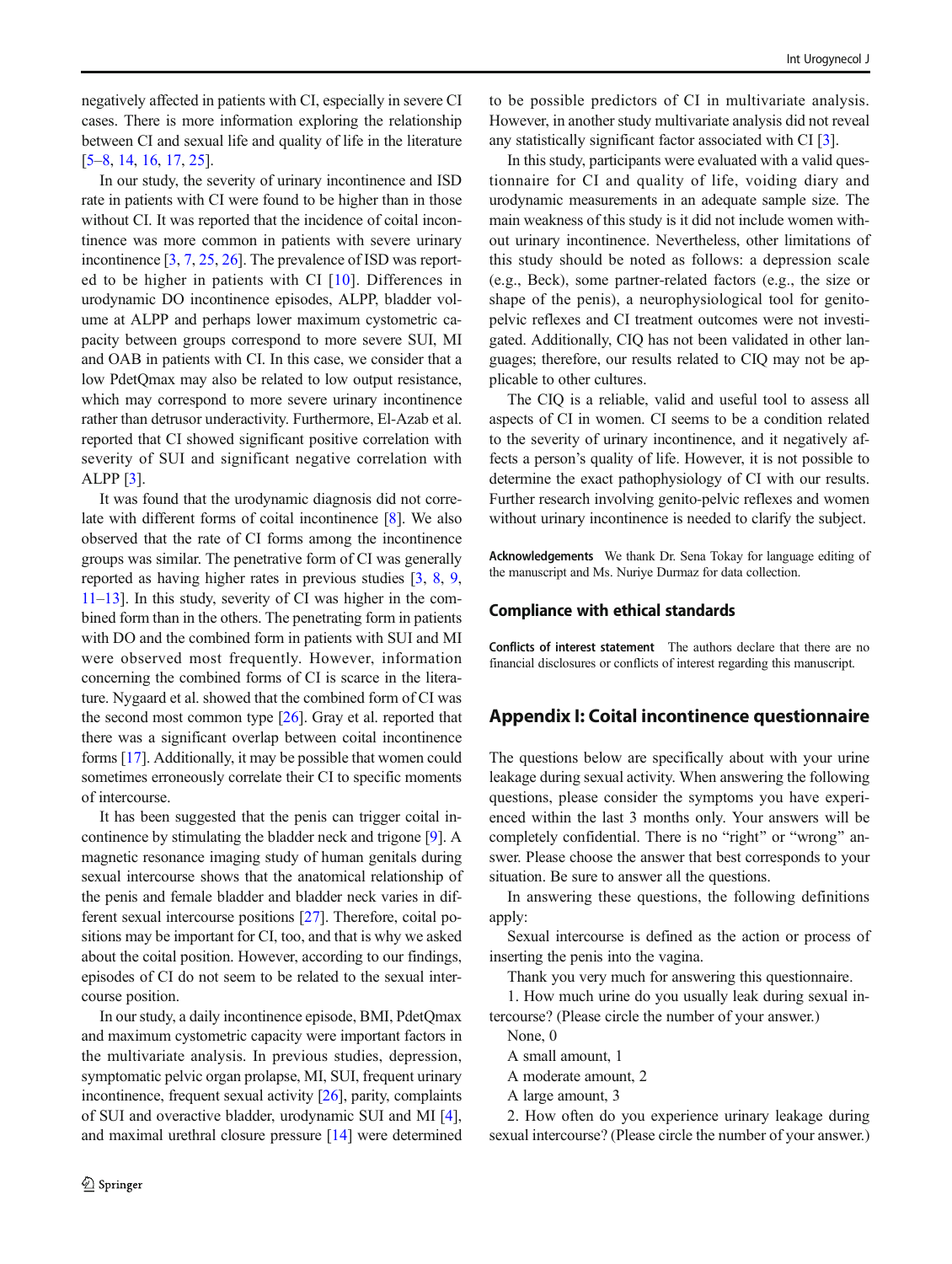negatively affected in patients with CI, especially in severe CI cases. There is more information exploring the relationship between CI and sexual life and quality of life in the literature [5–8, 14, 16, 17, 25].

In our study, the severity of urinary incontinence and ISD rate in patients with CI were found to be higher than in those without CI. It was reported that the incidence of coital incontinence was more common in patients with severe urinary incontinence [3, 7, 25, 26]. The prevalence of ISD was reported to be higher in patients with CI [10]. Differences in urodynamic DO incontinence episodes, ALPP, bladder volume at ALPP and perhaps lower maximum cystometric capacity between groups correspond to more severe SUI, MI and OAB in patients with CI. In this case, we consider that a low PdetQmax may also be related to low output resistance, which may correspond to more severe urinary incontinence rather than detrusor underactivity. Furthermore, El-Azab et al. reported that CI showed significant positive correlation with severity of SUI and significant negative correlation with ALPP [3].

It was found that the urodynamic diagnosis did not correlate with different forms of coital incontinence [8]. We also observed that the rate of CI forms among the incontinence groups was similar. The penetrative form of CI was generally reported as having higher rates in previous studies [3, 8, 9, 11–13]. In this study, severity of CI was higher in the combined form than in the others. The penetrating form in patients with DO and the combined form in patients with SUI and MI were observed most frequently. However, information concerning the combined forms of CI is scarce in the literature. Nygaard et al. showed that the combined form of CI was the second most common type [26]. Gray et al. reported that there was a significant overlap between coital incontinence forms [17]. Additionally, it may be possible that women could sometimes erroneously correlate their CI to specific moments of intercourse.

It has been suggested that the penis can trigger coital incontinence by stimulating the bladder neck and trigone [9]. A magnetic resonance imaging study of human genitals during sexual intercourse shows that the anatomical relationship of the penis and female bladder and bladder neck varies in different sexual intercourse positions [27]. Therefore, coital positions may be important for CI, too, and that is why we asked about the coital position. However, according to our findings, episodes of CI do not seem to be related to the sexual intercourse position.

In our study, a daily incontinence episode, BMI, PdetQmax and maximum cystometric capacity were important factors in the multivariate analysis. In previous studies, depression, symptomatic pelvic organ prolapse, MI, SUI, frequent urinary incontinence, frequent sexual activity [26], parity, complaints of SUI and overactive bladder, urodynamic SUI and MI [4], and maximal urethral closure pressure [14] were determined to be possible predictors of CI in multivariate analysis. However, in another study multivariate analysis did not reveal any statistically significant factor associated with CI [3].

In this study, participants were evaluated with a valid questionnaire for CI and quality of life, voiding diary and urodynamic measurements in an adequate sample size. The main weakness of this study is it did not include women without urinary incontinence. Nevertheless, other limitations of this study should be noted as follows: a depression scale (e.g., Beck), some partner-related factors (e.g., the size or shape of the penis), a neurophysiological tool for genito-pelvic reflexes and CI treatment outcomes were not investigated. Additionally, CIQ has not been validated in other languages; therefore, our results related to CIQ may not be applicable to other cultures.

The CIQ is a reliable, valid and useful tool to assess all aspects of CI in women. CI seems to be a condition related to the severity of urinary incontinence, and it negatively affects a person's quality of life. However, it is not possible to determine the exact pathophysiology of CI with our results. Further research involving genito-pelvic reflexes and women without urinary incontinence is needed to clarify the subject.

**Acknowledgements** We thank Dr. Sena Tokay for language editing of the manuscript and Ms. Nuriye Durmaz for data collection.

## Compliance with ethical standards

**Conflicts of interest statement** The authors declare that there are no financial disclosures or conflicts of interest regarding this manuscript.

## Appendix I: Coital incontinence questionnaire

The questions below are specifically about with your urine leakage during sexual activity. When answering the following questions, please consider the symptoms you have experienced within the last 3 months only. Your answers will be completely confidential. There is no "right" or "wrong" answer. Please choose the answer that best corresponds to your situation. Be sure to answer all the questions.

In answering these questions, the following definitions apply:

Sexual intercourse is defined as the action or process of inserting the penis into the vagina.

Thank you very much for answering this questionnaire.

1. How much urine do you usually leak during sexual intercourse? (Please circle the number of your answer.)

None, 0

A small amount, 1

A moderate amount, 2

A large amount, 3

2. How often do you experience urinary leakage during sexual intercourse? (Please circle the number of your answer.)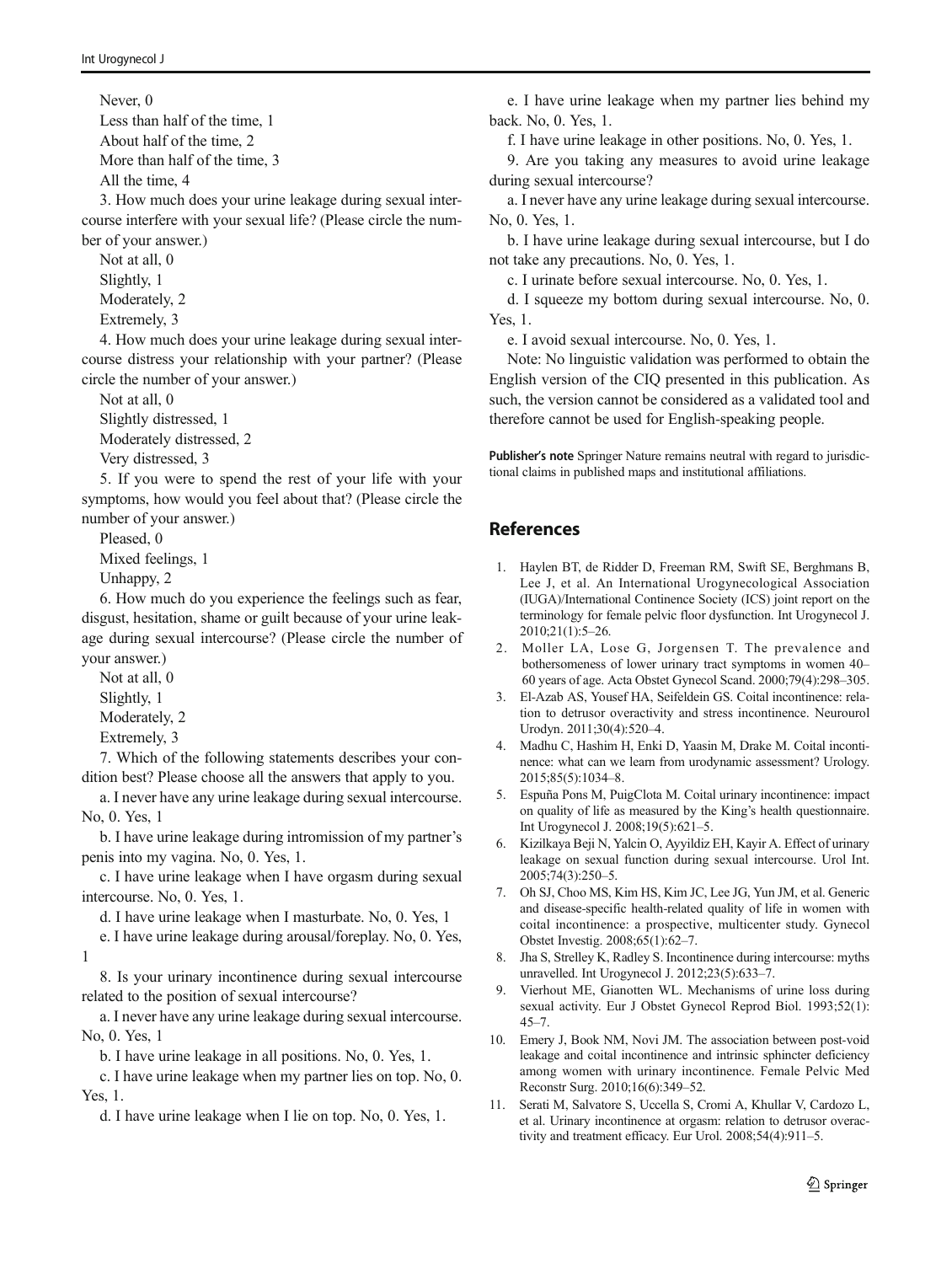Never, 0

Less than half of the time, 1

About half of the time, 2

More than half of the time, 3

All the time, 4

3. How much does your urine leakage during sexual intercourse interfere with your sexual life? (Please circle the number of your answer.)

Not at all, 0

Slightly, 1

Moderately, 2

Extremely, 3

4. How much does your urine leakage during sexual intercourse distress your relationship with your partner? (Please circle the number of your answer.)

Not at all, 0

Slightly distressed, 1

Moderately distressed, 2

Very distressed, 3

5. If you were to spend the rest of your life with your symptoms, how would you feel about that? (Please circle the number of your answer.)

Pleased, 0

Mixed feelings, 1

Unhappy, 2

6. How much do you experience the feelings such as fear, disgust, hesitation, shame or guilt because of your urine leakage during sexual intercourse? (Please circle the number of your answer.)

Not at all, 0

Slightly, 1

Moderately, 2

Extremely, 3

7. Which of the following statements describes your condition best? Please choose all the answers that apply to you.

a. I never have any urine leakage during sexual intercourse. No, 0. Yes, 1

b. I have urine leakage during intromission of my partner's penis into my vagina. No, 0. Yes, 1.

c. I have urine leakage when I have orgasm during sexual intercourse. No, 0. Yes, 1.

d. I have urine leakage when I masturbate. No, 0. Yes, 1

e. I have urine leakage during arousal/foreplay. No, 0. Yes, 1

8. Is your urinary incontinence during sexual intercourse related to the position of sexual intercourse?

a. I never have any urine leakage during sexual intercourse. No, 0. Yes, 1

b. I have urine leakage in all positions. No, 0. Yes, 1.

c. I have urine leakage when my partner lies on top. No, 0. Yes, 1.

d. I have urine leakage when I lie on top. No, 0. Yes, 1.

e. I have urine leakage when my partner lies behind my back. No, 0. Yes, 1.

f. I have urine leakage in other positions. No, 0. Yes, 1.

9. Are you taking any measures to avoid urine leakage during sexual intercourse?

a. I never have any urine leakage during sexual intercourse. No, 0. Yes, 1.

b. I have urine leakage during sexual intercourse, but I do not take any precautions. No, 0. Yes, 1.

c. I urinate before sexual intercourse. No, 0. Yes, 1.

d. I squeeze my bottom during sexual intercourse. No, 0. Yes, 1.

e. I avoid sexual intercourse. No, 0. Yes, 1.

Note: No linguistic validation was performed to obtain the English version of the CIQ presented in this publication. As such, the version cannot be considered as a validated tool and therefore cannot be used for English-speaking people.

**Publisher's note** Springer Nature remains neutral with regard to jurisdictional claims in published maps and institutional affiliations.

## References

1. Haylen BT, de Ridder D, Freeman RM, Swift SE, Berghmans B, Lee J, et al. An International Urogynecological Association (IUGA)/International Continence Society (ICS) joint report on the terminology for female pelvic floor dysfunction. Int Urogynecol J. 2010;21(1):5–26.
2. Moller LA, Lose G, Jorgensen T. The prevalence and bothersomeness of lower urinary tract symptoms in women 40–60 years of age. Acta Obstet Gynecol Scand. 2000;79(4):298–305.
3. El-Azab AS, Yousef HA, Seifeldein GS. Coital incontinence: relation to detrusor overactivity and stress incontinence. Neurourol Urodyn. 2011;30(4):520–4.
4. Madhu C, Hashim H, Enki D, Yaasin M, Drake M. Coital incontinence: what can we learn from urodynamic assessment? Urology. 2015;85(5):1034–8.
5. Espuña Pons M, PuigClota M. Coital urinary incontinence: impact on quality of life as measured by the King's health questionnaire. Int Urogynecol J. 2008;19(5):621–5.
6. Kizilkaya Beji N, Yalcin O, Ayyildiz EH, Kayir A. Effect of urinary leakage on sexual function during sexual intercourse. Urol Int. 2005;74(3):250–5.
7. Oh SJ, Choo MS, Kim HS, Kim JC, Lee JG, Yun JM, et al. Generic and disease-specific health-related quality of life in women with coital incontinence: a prospective, multicenter study. Gynecol Obstet Investig. 2008;65(1):62–7.
8. Jha S, Strelley K, Radley S. Incontinence during intercourse: myths unravelled. Int Urogynecol J. 2012;23(5):633–7.
9. Vierhout ME, Gianotten WL. Mechanisms of urine loss during sexual activity. Eur J Obstet Gynecol Reprod Biol. 1993;52(1):45–7.
10. Emery J, Book NM, Novi JM. The association between post-void leakage and coital incontinence and intrinsic sphincter deficiency among women with urinary incontinence. Female Pelvic Med Reconstr Surg. 2010;16(6):349–52.
11. Serati M, Salvatore S, Uccella S, Cromi A, Khullar V, Cardozo L, et al. Urinary incontinence at orgasm: relation to detrusor overactivity and treatment efficacy. Eur Urol. 2008;54(4):911–5.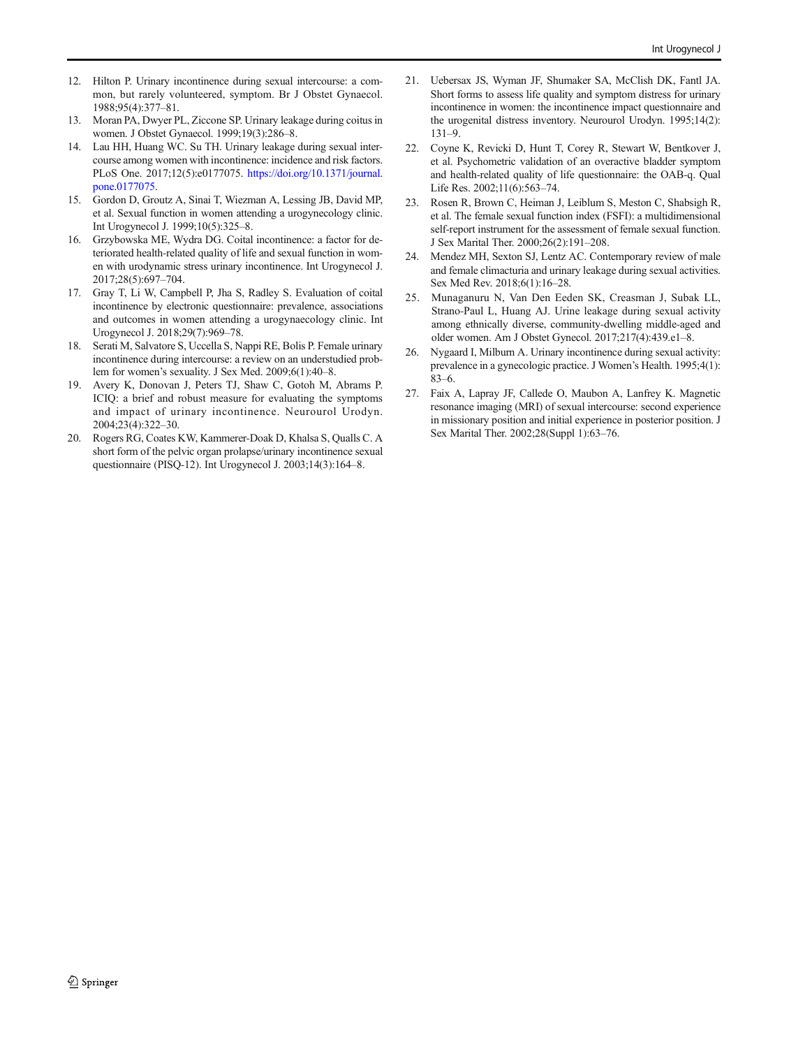12. Hilton P. Urinary incontinence during sexual intercourse: a common, but rarely volunteered, symptom. Br J Obstet Gynaecol. 1988;95(4):377–81.
13. Moran PA, Dwyer PL, Ziccone SP. Urinary leakage during coitus in women. J Obstet Gynaecol. 1999;19(3):286–8.
14. Lau HH, Huang WC. Su TH. Urinary leakage during sexual intercourse among women with incontinence: incidence and risk factors. PLoS One. 2017;12(5):e0177075. https://doi.org/10.1371/journal.pone.0177075.
15. Gordon D, Groutz A, Sinai T, Wiezman A, Lessing JB, David MP, et al. Sexual function in women attending a urogynecology clinic. Int Urogynecol J. 1999;10(5):325–8.
16. Grzybowska ME, Wydra DG. Coital incontinence: a factor for deteriorated health-related quality of life and sexual function in women with urodynamic stress urinary incontinence. Int Urogynecol J. 2017;28(5):697–704.
17. Gray T, Li W, Campbell P, Jha S, Radley S. Evaluation of coital incontinence by electronic questionnaire: prevalence, associations and outcomes in women attending a urogynaecology clinic. Int Urogynecol J. 2018;29(7):969–78.
18. Serati M, Salvatore S, Uccella S, Nappi RE, Bolis P. Female urinary incontinence during intercourse: a review on an understudied problem for women's sexuality. J Sex Med. 2009;6(1):40–8.
19. Avery K, Donovan J, Peters TJ, Shaw C, Gotoh M, Abrams P. ICIQ: a brief and robust measure for evaluating the symptoms and impact of urinary incontinence. Neurourol Urodyn. 2004;23(4):322–30.
20. Rogers RG, Coates KW, Kammerer-Doak D, Khalsa S, Qualls C. A short form of the pelvic organ prolapse/urinary incontinence sexual questionnaire (PISQ-12). Int Urogynecol J. 2003;14(3):164–8.
21. Uebersax JS, Wyman JF, Shumaker SA, McClish DK, Fantl JA. Short forms to assess life quality and symptom distress for urinary incontinence in women: the incontinence impact questionnaire and the urogenital distress inventory. Neurourol Urodyn. 1995;14(2):131–9.
22. Coyne K, Revicki D, Hunt T, Corey R, Stewart W, Bentkover J, et al. Psychometric validation of an overactive bladder symptom and health-related quality of life questionnaire: the OAB-q. Qual Life Res. 2002;11(6):563–74.
23. Rosen R, Brown C, Heiman J, Leiblum S, Meston C, Shabsigh R, et al. The female sexual function index (FSFI): a multidimensional self-report instrument for the assessment of female sexual function. J Sex Marital Ther. 2000;26(2):191–208.
24. Mendez MH, Sexton SJ, Lentz AC. Contemporary review of male and female climacturia and urinary leakage during sexual activities. Sex Med Rev. 2018;6(1):16–28.
25. Munaganuru N, Van Den Eeden SK, Creasman J, Subak LL, Strano-Paul L, Huang AJ. Urine leakage during sexual activity among ethnically diverse, community-dwelling middle-aged and older women. Am J Obstet Gynecol. 2017;217(4):439.e1–8.
26. Nygaard I, Milburn A. Urinary incontinence during sexual activity: prevalence in a gynecologic practice. J Women's Health. 1995;4(1):83–6.
27. Faix A, Lapray JF, Callede O, Maubon A, Lanfrey K. Magnetic resonance imaging (MRI) of sexual intercourse: second experience in missionary position and initial experience in posterior position. J Sex Marital Ther. 2002;28(Suppl 1):63–76.